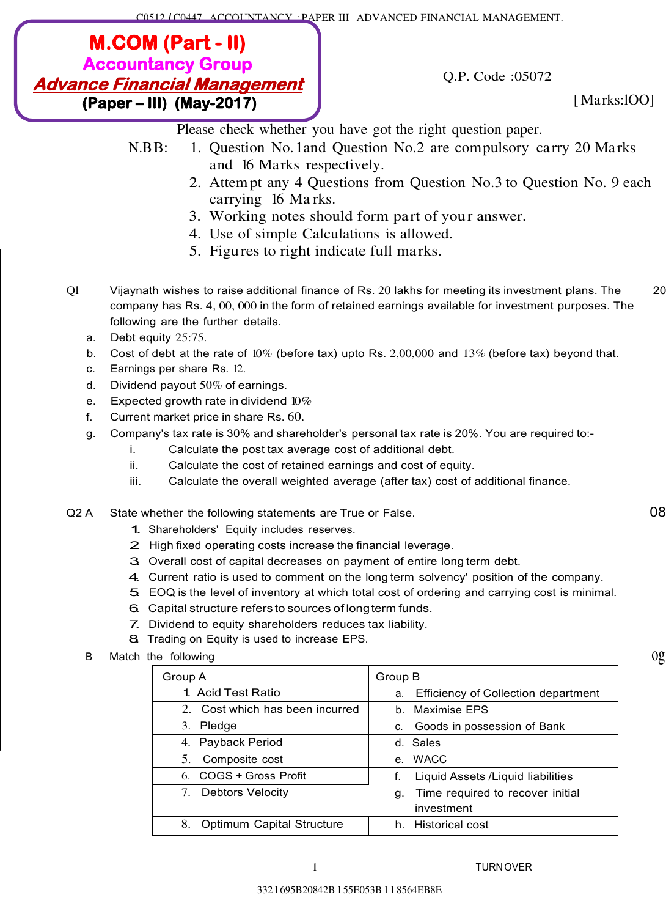C0512 / C0447 ACCOUNTANCY : PAPER III ADVANCED FINANCIAL MANAGEMENT.

# M.COM (Part - II)
## Accountancy Group
## *Advance Financial Management*
**(Paper – III) (May-2017)**

Q.P. Code :05072

[Marks:100]

Please check whether you have got the right question paper.

N.B.B:
1. Question No.1and Question No.2 are compulsory carry 20 Marks and 16 Marks respectively.
2. Attempt any 4 Questions from Question No.3 to Question No. 9 each carrying 16 Marks.
3. Working notes should form part of your answer.
4. Use of simple Calculations is allowed.
5. Figures to right indicate full marks.

**Q1** Vijaynath wishes to raise additional finance of Rs. 20 lakhs for meeting its investment plans. The company has Rs. 4, 00, 000 in the form of retained earnings available for investment purposes. The following are the further details. **20**

a. Debt equity 25:75.

b. Cost of debt at the rate of 10% (before tax) upto Rs. 2,00,000 and 13% (before tax) beyond that.

c. Earnings per share Rs. 12.

d. Dividend payout 50% of earnings.

e. Expected growth rate in dividend 10%

f. Current market price in share Rs. 60.

g. Company's tax rate is 30% and shareholder's personal tax rate is 20%. You are required to:-

- i. Calculate the post tax average cost of additional debt.
- ii. Calculate the cost of retained earnings and cost of equity.
- iii. Calculate the overall weighted average (after tax) cost of additional finance.

**Q2 A** State whether the following statements are True or False. **08**

1. Shareholders' Equity includes reserves.
2. High fixed operating costs increase the financial leverage.
3. Overall cost of capital decreases on payment of entire long term debt.
4. Current ratio is used to comment on the long term solvency' position of the company.
5. EOQ is the level of inventory at which total cost of ordering and carrying cost is minimal.
6. Capital structure refers to sources of long term funds.
7. Dividend to equity shareholders reduces tax liability.
8. Trading on Equity is used to increase EPS.

**B** Match the following **08**

| Group A | Group B |
|---|---|
| 1. Acid Test Ratio | a. Efficiency of Collection department |
| 2. Cost which has been incurred | b. Maximise EPS |
| 3. Pledge | c. Goods in possession of Bank |
| 4. Payback Period | d. Sales |
| 5. Composite cost | e. WACC |
| 6. COGS + Gross Profit | f. Liquid Assets /Liquid liabilities |
| 7. Debtors Velocity | g. Time required to recover initial investment |
| 8. Optimum Capital Structure | h. Historical cost |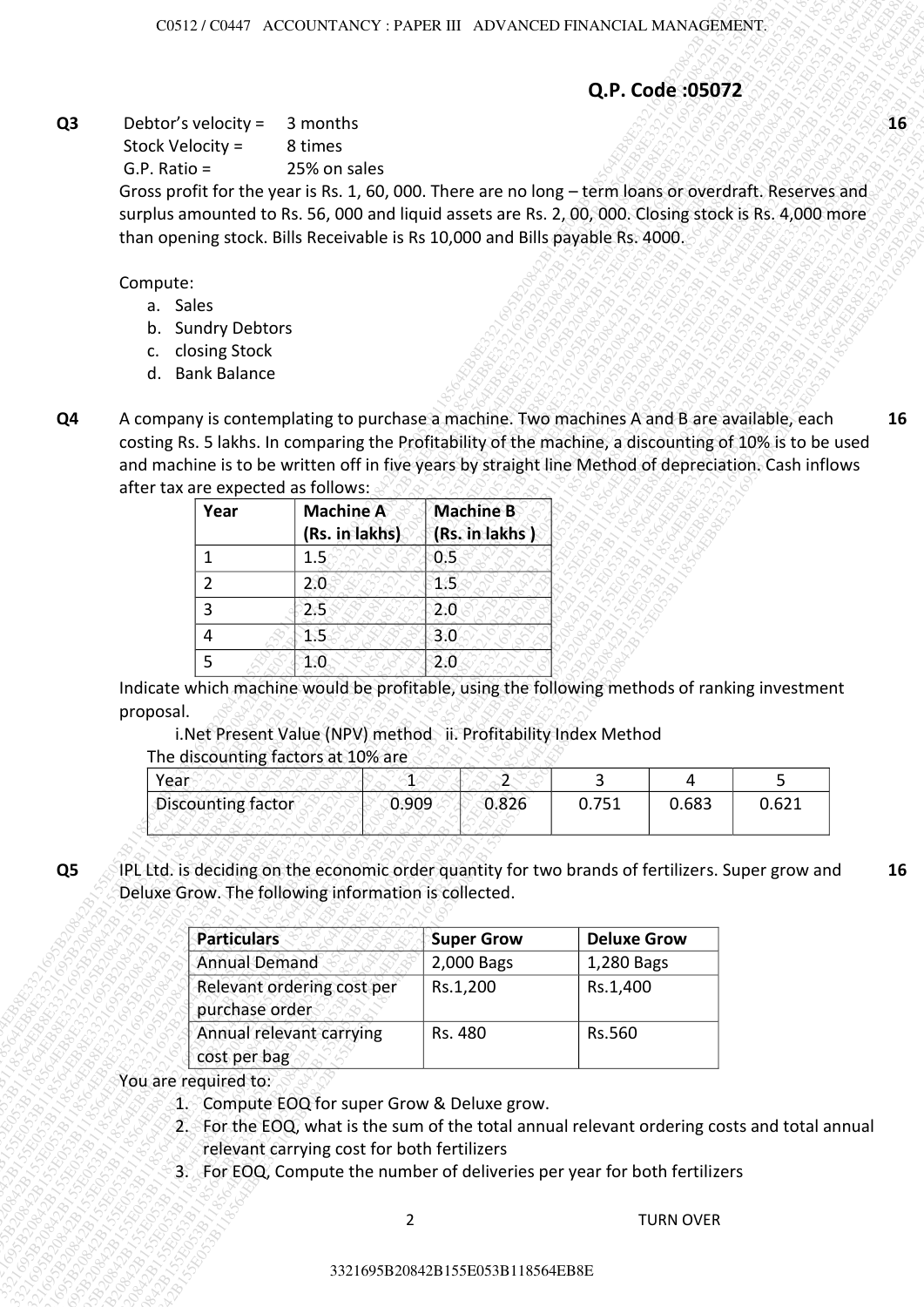**Q.P. Code :05072**

**Q3** Debtor's velocity = 3 months **16**

Stock Velocity = 8 times

G.P. Ratio = 25% on sales

Gross profit for the year is Rs. 1, 60, 000. There are no long – term loans or overdraft. Reserves and surplus amounted to Rs. 56, 000 and liquid assets are Rs. 2, 00, 000. Closing stock is Rs. 4,000 more than opening stock. Bills Receivable is Rs 10,000 and Bills payable Rs. 4000.

Compute:

a. Sales
b. Sundry Debtors
c. closing Stock
d. Bank Balance

**Q4** A company is contemplating to purchase a machine. Two machines A and B are available, each costing Rs. 5 lakhs. In comparing the Profitability of the machine, a discounting of 10% is to be used and machine is to be written off in five years by straight line Method of depreciation. Cash inflows after tax are expected as follows: **16**

| Year | Machine A (Rs. in lakhs) | Machine B (Rs. in lakhs ) |
|---|---|---|
| 1 | 1.5 | 0.5 |
| 2 | 2.0 | 1.5 |
| 3 | 2.5 | 2.0 |
| 4 | 1.5 | 3.0 |
| 5 | 1.0 | 2.0 |

Indicate which machine would be profitable, using the following methods of ranking investment proposal.

i.Net Present Value (NPV) method ii. Profitability Index Method

The discounting factors at 10% are

| Year | 1 | 2 | 3 | 4 | 5 |
|---|---|---|---|---|---|
| Discounting factor | 0.909 | 0.826 | 0.751 | 0.683 | 0.621 |

**Q5** IPL Ltd. is deciding on the economic order quantity for two brands of fertilizers. Super grow and Deluxe Grow. The following information is collected. **16**

| Particulars | Super Grow | Deluxe Grow |
|---|---|---|
| Annual Demand | 2,000 Bags | 1,280 Bags |
| Relevant ordering cost per purchase order | Rs.1,200 | Rs.1,400 |
| Annual relevant carrying cost per bag | Rs. 480 | Rs.560 |

You are required to:

1. Compute EOQ for super Grow & Deluxe grow.
2. For the EOQ, what is the sum of the total annual relevant ordering costs and total annual relevant carrying cost for both fertilizers
3. For EOQ, Compute the number of deliveries per year for both fertilizers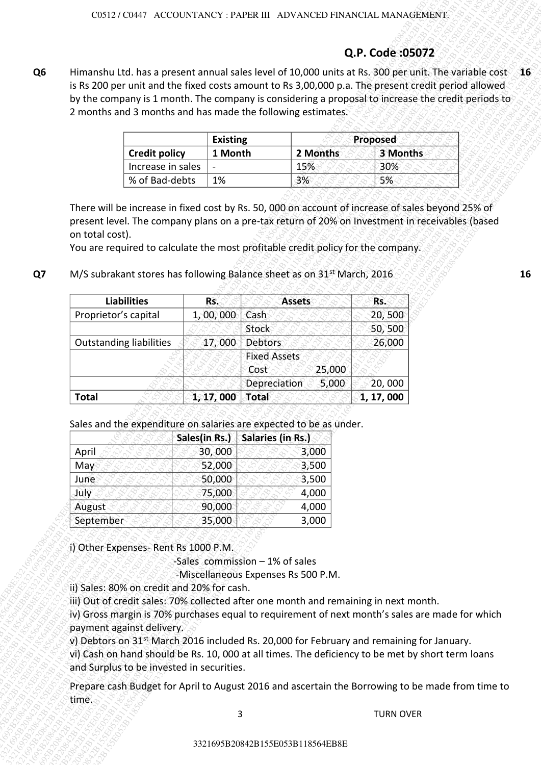**Q.P. Code :05072**

**Q6** Himanshu Ltd. has a present annual sales level of 10,000 units at Rs. 300 per unit. The variable cost is Rs 200 per unit and the fixed costs amount to Rs 3,00,000 p.a. The present credit period allowed by the company is 1 month. The company is considering a proposal to increase the credit periods to 2 months and 3 months and has made the following estimates. **16**

| | **Existing** | **Proposed** | |
|---|---|---|---|
| **Credit policy** | **1 Month** | **2 Months** | **3 Months** |
| Increase in sales | - | 15% | 30% |
| % of Bad-debts | 1% | 3% | 5% |

There will be increase in fixed cost by Rs. 50, 000 on account of increase of sales beyond 25% of present level. The company plans on a pre-tax return of 20% on Investment in receivables (based on total cost).

You are required to calculate the most profitable credit policy for the company.

**Q7** M/S subrakant stores has following Balance sheet as on 31st March, 2016 **16**

| **Liabilities** | **Rs.** | **Assets** | **Rs.** |
|---|---|---|---|
| Proprietor's capital | 1, 00, 000 | Cash | 20, 500 |
| | | Stock | 50, 500 |
| Outstanding liabilities | 17, 000 | Debtors | 26,000 |
| | | Fixed Assets<br>Cost 25,000 | |
| | | Depreciation 5,000 | 20, 000 |
| **Total** | **1, 17, 000** | **Total** | **1, 17, 000** |

Sales and the expenditure on salaries are expected to be as under.

| | **Sales(in Rs.)** | **Salaries (in Rs.)** |
|---|---|---|
| April | 30, 000 | 3,000 |
| May | 52,000 | 3,500 |
| June | 50,000 | 3,500 |
| July | 75,000 | 4,000 |
| August | 90,000 | 4,000 |
| September | 35,000 | 3,000 |

i) Other Expenses- Rent Rs 1000 P.M.

-Sales commission – 1% of sales

-Miscellaneous Expenses Rs 500 P.M.

ii) Sales: 80% on credit and 20% for cash.

iii) Out of credit sales: 70% collected after one month and remaining in next month.

iv) Gross margin is 70% purchases equal to requirement of next month's sales are made for which payment against delivery.

v) Debtors on 31st March 2016 included Rs. 20,000 for February and remaining for January.

vi) Cash on hand should be Rs. 10, 000 at all times. The deficiency to be met by short term loans and Surplus to be invested in securities.

Prepare cash Budget for April to August 2016 and ascertain the Borrowing to be made from time to time.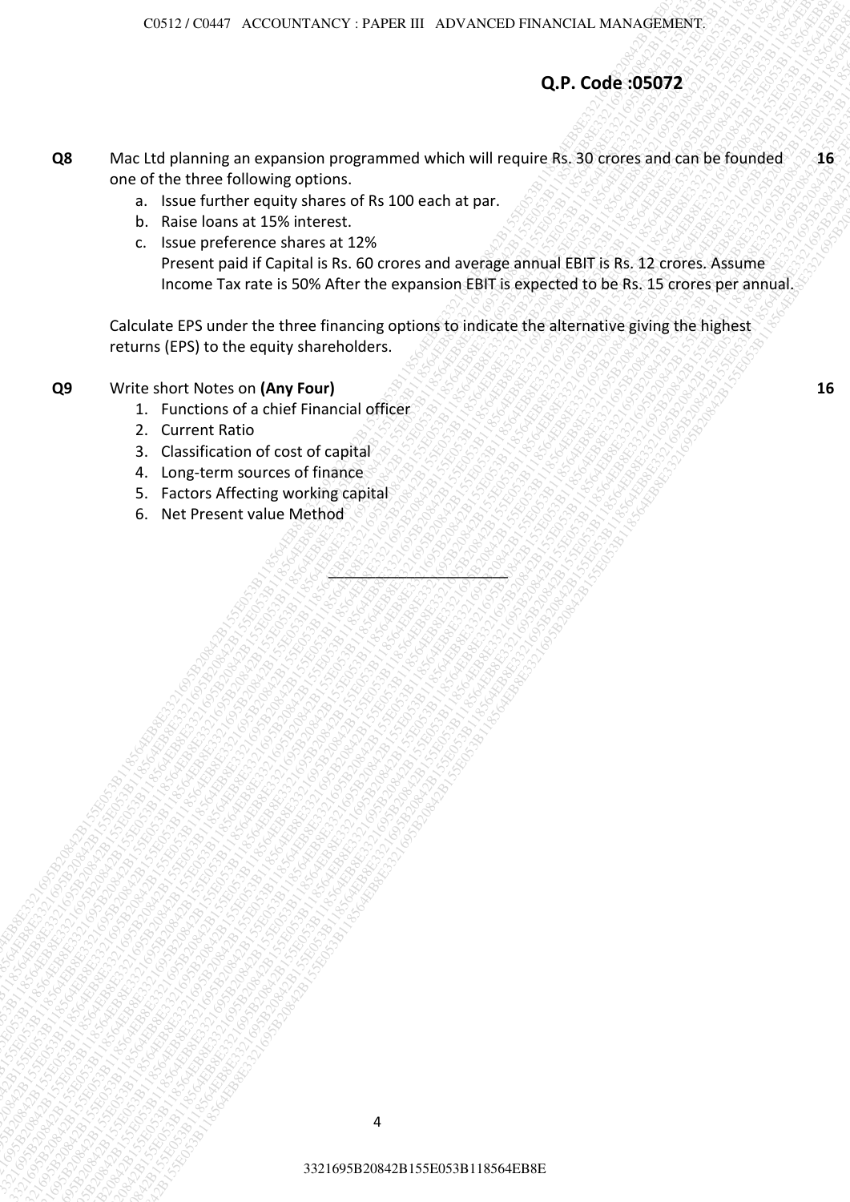**Q.P. Code :05072**

**Q8** Mac Ltd planning an expansion programmed which will require Rs. 30 crores and can be founded one of the three following options. **16**

a. Issue further equity shares of Rs 100 each at par.
b. Raise loans at 15% interest.
c. Issue preference shares at 12%
   Present paid if Capital is Rs. 60 crores and average annual EBIT is Rs. 12 crores. Assume Income Tax rate is 50% After the expansion EBIT is expected to be Rs. 15 crores per annual.

Calculate EPS under the three financing options to indicate the alternative giving the highest returns (EPS) to the equity shareholders.

**Q9** Write short Notes on **(Any Four)** **16**

1. Functions of a chief Financial officer
2. Current Ratio
3. Classification of cost of capital
4. Long-term sources of finance
5. Factors Affecting working capital
6. Net Present value Method

---